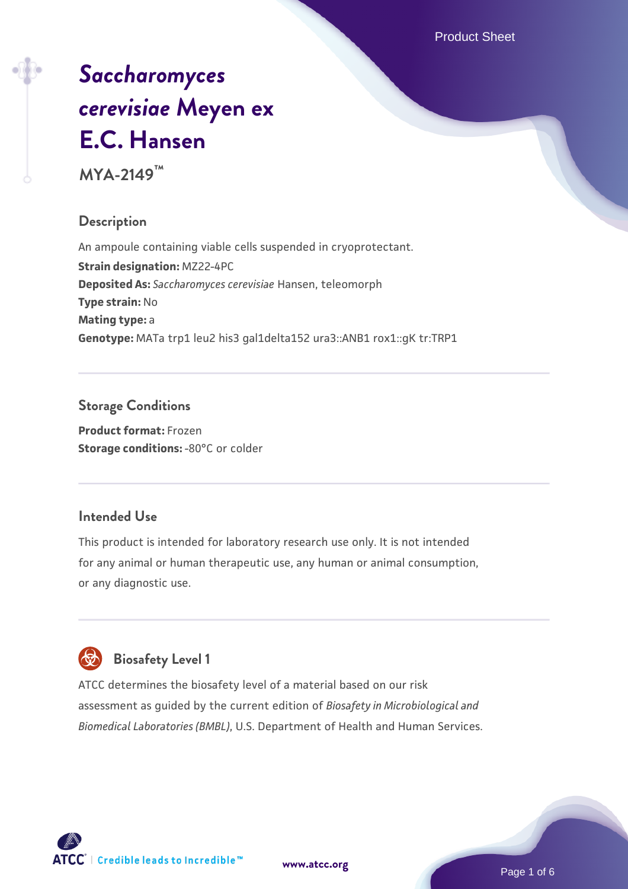# *Saccharomyces cerevisiae* Meyen ex E.C. Hansen

**MYA-2149™**

## Description

An ampoule containing viable cells suspended in cryoprotectant.

**Strain designation:** MZ22-4PC

**Deposited As:** *Saccharomyces cerevisiae* Hansen, teleomorph

**Type strain:** No

**Mating type:** a

**Genotype:** MATa trp1 leu2 his3 gal1delta152 ura3::ANB1 rox1::gK tr:TRP1

## Storage Conditions

**Product format:** Frozen

**Storage conditions:** -80°C or colder

## Intended Use

This product is intended for laboratory research use only. It is not intended for any animal or human therapeutic use, any human or animal consumption, or any diagnostic use.

## Biosafety Level 1

ATCC determines the biosafety level of a material based on our risk assessment as guided by the current edition of *Biosafety in Microbiological and Biomedical Laboratories (BMBL)*, U.S. Department of Health and Human Services.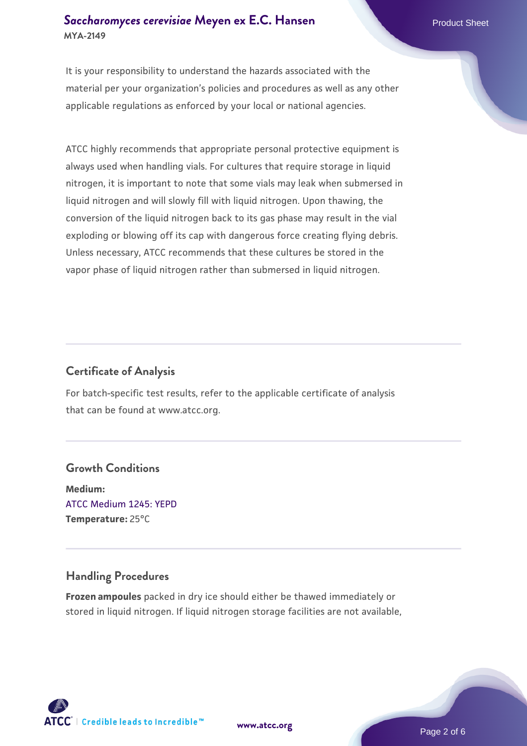It is your responsibility to understand the hazards associated with the material per your organization's policies and procedures as well as any other applicable regulations as enforced by your local or national agencies.

ATCC highly recommends that appropriate personal protective equipment is always used when handling vials. For cultures that require storage in liquid nitrogen, it is important to note that some vials may leak when submersed in liquid nitrogen and will slowly fill with liquid nitrogen. Upon thawing, the conversion of the liquid nitrogen back to its gas phase may result in the vial exploding or blowing off its cap with dangerous force creating flying debris. Unless necessary, ATCC recommends that these cultures be stored in the vapor phase of liquid nitrogen rather than submersed in liquid nitrogen.

## Certificate of Analysis

For batch-specific test results, refer to the applicable certificate of analysis that can be found at www.atcc.org.

## Growth Conditions

**Medium:**
ATCC Medium 1245: YEPD
**Temperature:** 25°C

## Handling Procedures

**Frozen ampoules** packed in dry ice should either be thawed immediately or stored in liquid nitrogen. If liquid nitrogen storage facilities are not available,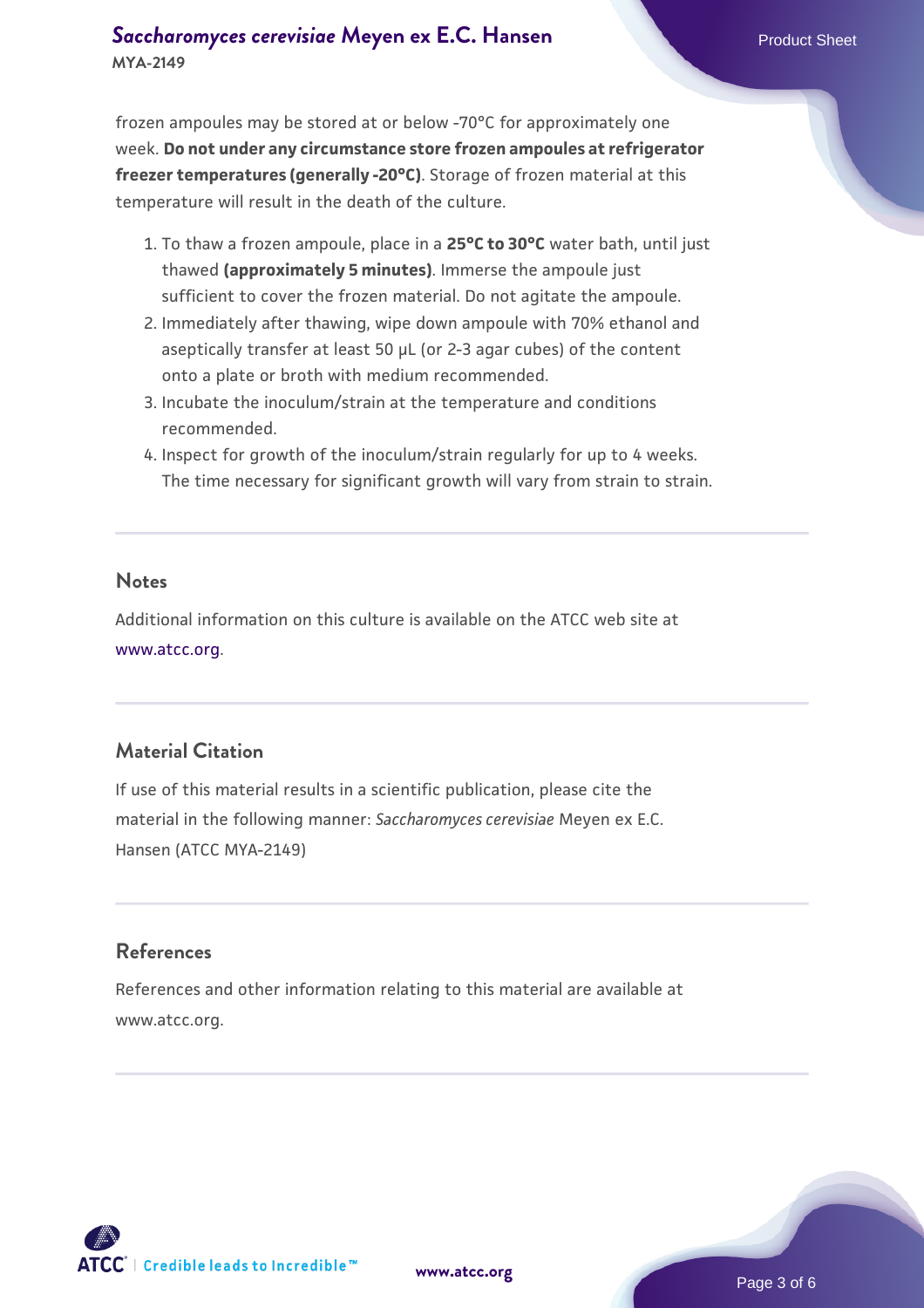frozen ampoules may be stored at or below -70°C for approximately one week. **Do not under any circumstance store frozen ampoules at refrigerator freezer temperatures (generally -20°C)**. Storage of frozen material at this temperature will result in the death of the culture.

1. To thaw a frozen ampoule, place in a **25°C to 30°C** water bath, until just thawed **(approximately 5 minutes)**. Immerse the ampoule just sufficient to cover the frozen material. Do not agitate the ampoule.
2. Immediately after thawing, wipe down ampoule with 70% ethanol and aseptically transfer at least 50 µL (or 2-3 agar cubes) of the content onto a plate or broth with medium recommended.
3. Incubate the inoculum/strain at the temperature and conditions recommended.
4. Inspect for growth of the inoculum/strain regularly for up to 4 weeks. The time necessary for significant growth will vary from strain to strain.

## Notes

Additional information on this culture is available on the ATCC web site at www.atcc.org.

## Material Citation

If use of this material results in a scientific publication, please cite the material in the following manner: *Saccharomyces cerevisiae* Meyen ex E.C. Hansen (ATCC MYA-2149)

## References

References and other information relating to this material are available at www.atcc.org.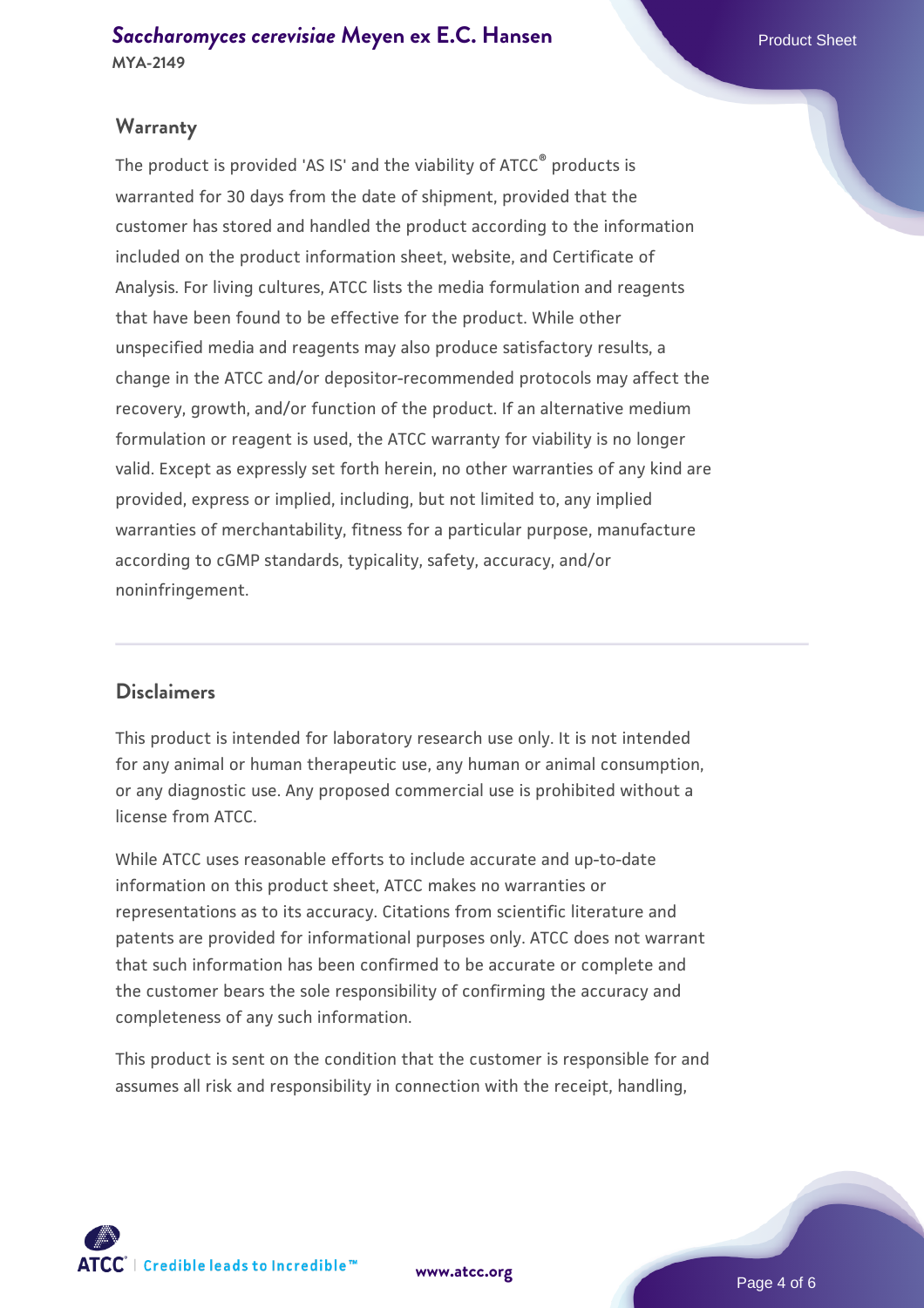## Warranty

The product is provided 'AS IS' and the viability of ATCC® products is warranted for 30 days from the date of shipment, provided that the customer has stored and handled the product according to the information included on the product information sheet, website, and Certificate of Analysis. For living cultures, ATCC lists the media formulation and reagents that have been found to be effective for the product. While other unspecified media and reagents may also produce satisfactory results, a change in the ATCC and/or depositor-recommended protocols may affect the recovery, growth, and/or function of the product. If an alternative medium formulation or reagent is used, the ATCC warranty for viability is no longer valid. Except as expressly set forth herein, no other warranties of any kind are provided, express or implied, including, but not limited to, any implied warranties of merchantability, fitness for a particular purpose, manufacture according to cGMP standards, typicality, safety, accuracy, and/or noninfringement.

## Disclaimers

This product is intended for laboratory research use only. It is not intended for any animal or human therapeutic use, any human or animal consumption, or any diagnostic use. Any proposed commercial use is prohibited without a license from ATCC.

While ATCC uses reasonable efforts to include accurate and up-to-date information on this product sheet, ATCC makes no warranties or representations as to its accuracy. Citations from scientific literature and patents are provided for informational purposes only. ATCC does not warrant that such information has been confirmed to be accurate or complete and the customer bears the sole responsibility of confirming the accuracy and completeness of any such information.

This product is sent on the condition that the customer is responsible for and assumes all risk and responsibility in connection with the receipt, handling,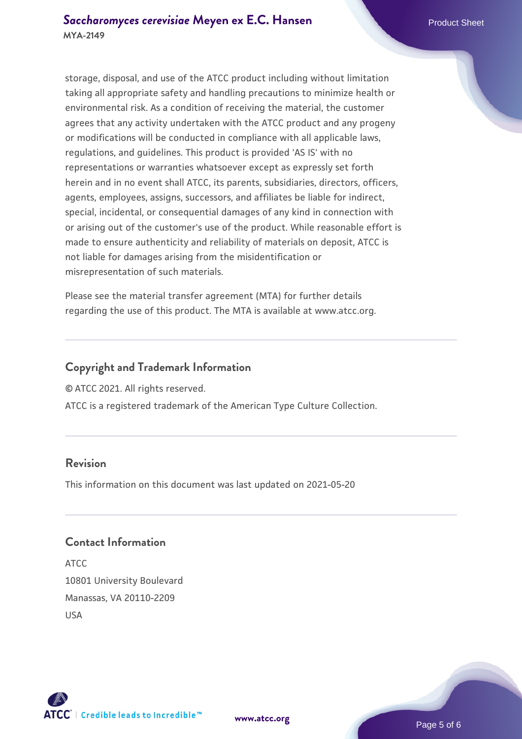storage, disposal, and use of the ATCC product including without limitation taking all appropriate safety and handling precautions to minimize health or environmental risk. As a condition of receiving the material, the customer agrees that any activity undertaken with the ATCC product and any progeny or modifications will be conducted in compliance with all applicable laws, regulations, and guidelines. This product is provided 'AS IS' with no representations or warranties whatsoever except as expressly set forth herein and in no event shall ATCC, its parents, subsidiaries, directors, officers, agents, employees, assigns, successors, and affiliates be liable for indirect, special, incidental, or consequential damages of any kind in connection with or arising out of the customer's use of the product. While reasonable effort is made to ensure authenticity and reliability of materials on deposit, ATCC is not liable for damages arising from the misidentification or misrepresentation of such materials.

Please see the material transfer agreement (MTA) for further details regarding the use of this product. The MTA is available at www.atcc.org.

## Copyright and Trademark Information

© ATCC 2021. All rights reserved.

ATCC is a registered trademark of the American Type Culture Collection.

## Revision

This information on this document was last updated on 2021-05-20

## Contact Information

ATCC
10801 University Boulevard
Manassas, VA 20110-2209
USA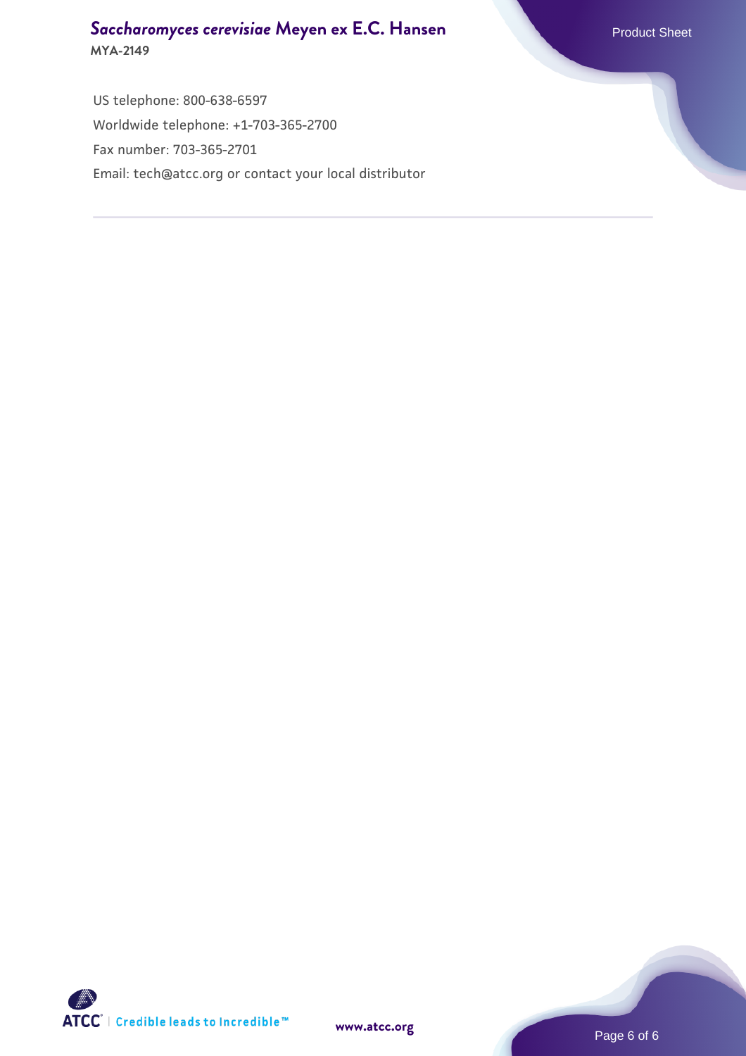US telephone: 800-638-6597

Worldwide telephone: +1-703-365-2700

Fax number: 703-365-2701

Email: tech@atcc.org or contact your local distributor